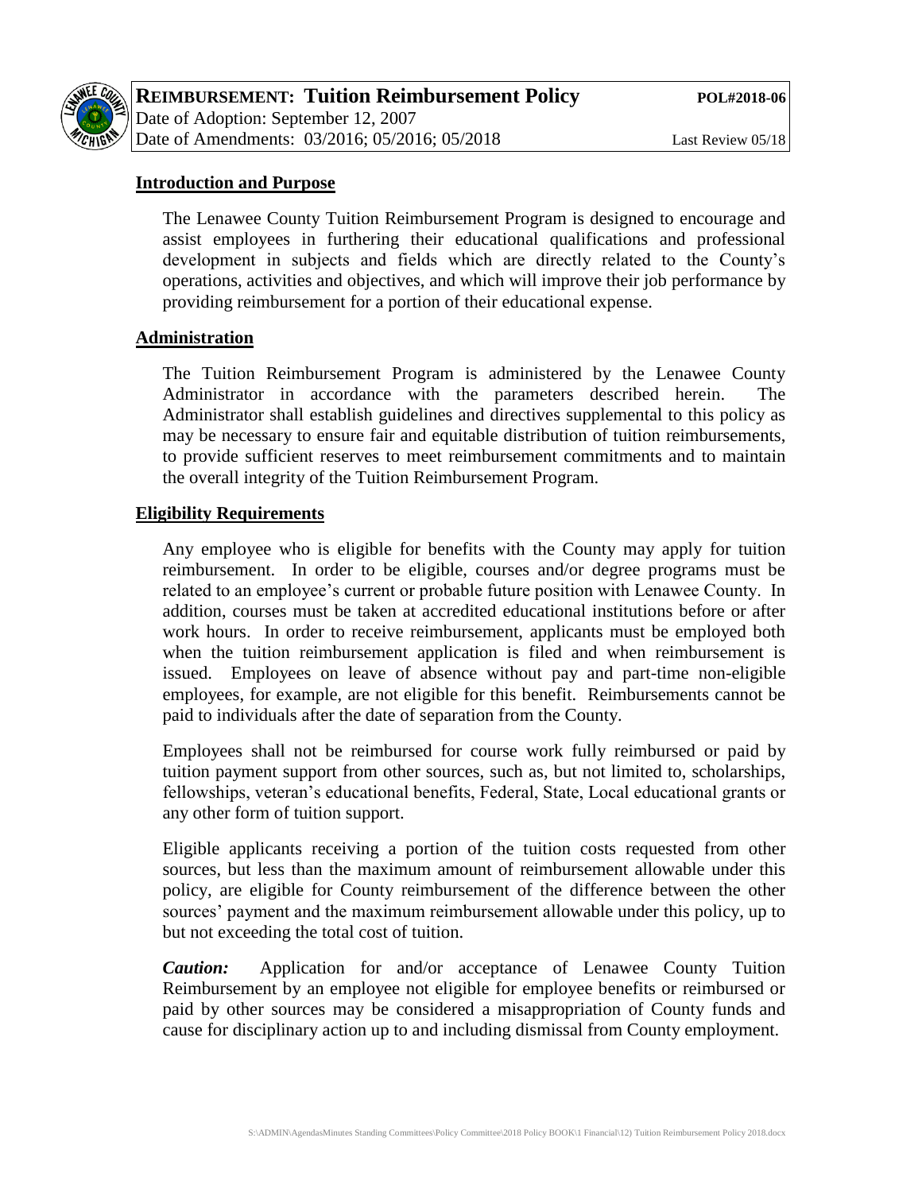**REIMBURSEMENT: Tuition Reimbursement Policy** **POL#2018-06**

Date of Adoption: September 12, 2007

Date of Amendments: 03/2016; 05/2016; 05/2018 Last Review 05/18

## Introduction and Purpose

The Lenawee County Tuition Reimbursement Program is designed to encourage and assist employees in furthering their educational qualifications and professional development in subjects and fields which are directly related to the County's operations, activities and objectives, and which will improve their job performance by providing reimbursement for a portion of their educational expense.

## Administration

The Tuition Reimbursement Program is administered by the Lenawee County Administrator in accordance with the parameters described herein. The Administrator shall establish guidelines and directives supplemental to this policy as may be necessary to ensure fair and equitable distribution of tuition reimbursements, to provide sufficient reserves to meet reimbursement commitments and to maintain the overall integrity of the Tuition Reimbursement Program.

## Eligibility Requirements

Any employee who is eligible for benefits with the County may apply for tuition reimbursement. In order to be eligible, courses and/or degree programs must be related to an employee's current or probable future position with Lenawee County. In addition, courses must be taken at accredited educational institutions before or after work hours. In order to receive reimbursement, applicants must be employed both when the tuition reimbursement application is filed and when reimbursement is issued. Employees on leave of absence without pay and part-time non-eligible employees, for example, are not eligible for this benefit. Reimbursements cannot be paid to individuals after the date of separation from the County.

Employees shall not be reimbursed for course work fully reimbursed or paid by tuition payment support from other sources, such as, but not limited to, scholarships, fellowships, veteran's educational benefits, Federal, State, Local educational grants or any other form of tuition support.

Eligible applicants receiving a portion of the tuition costs requested from other sources, but less than the maximum amount of reimbursement allowable under this policy, are eligible for County reimbursement of the difference between the other sources' payment and the maximum reimbursement allowable under this policy, up to but not exceeding the total cost of tuition.

***Caution:*** Application for and/or acceptance of Lenawee County Tuition Reimbursement by an employee not eligible for employee benefits or reimbursed or paid by other sources may be considered a misappropriation of County funds and cause for disciplinary action up to and including dismissal from County employment.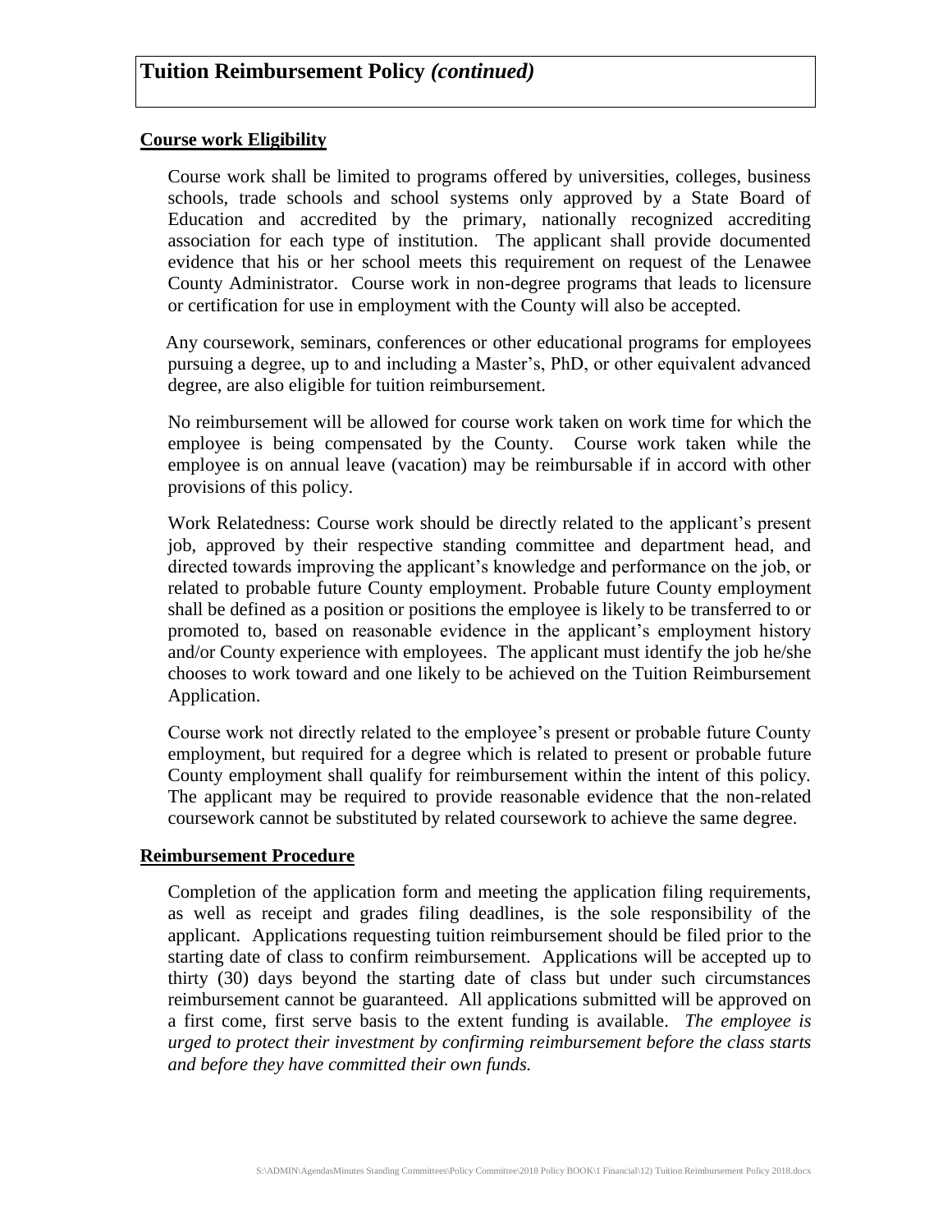# Tuition Reimbursement Policy *(continued)*

**Course work Eligibility**

Course work shall be limited to programs offered by universities, colleges, business schools, trade schools and school systems only approved by a State Board of Education and accredited by the primary, nationally recognized accrediting association for each type of institution. The applicant shall provide documented evidence that his or her school meets this requirement on request of the Lenawee County Administrator. Course work in non-degree programs that leads to licensure or certification for use in employment with the County will also be accepted.

Any coursework, seminars, conferences or other educational programs for employees pursuing a degree, up to and including a Master's, PhD, or other equivalent advanced degree, are also eligible for tuition reimbursement.

No reimbursement will be allowed for course work taken on work time for which the employee is being compensated by the County. Course work taken while the employee is on annual leave (vacation) may be reimbursable if in accord with other provisions of this policy.

Work Relatedness: Course work should be directly related to the applicant's present job, approved by their respective standing committee and department head, and directed towards improving the applicant's knowledge and performance on the job, or related to probable future County employment. Probable future County employment shall be defined as a position or positions the employee is likely to be transferred to or promoted to, based on reasonable evidence in the applicant's employment history and/or County experience with employees. The applicant must identify the job he/she chooses to work toward and one likely to be achieved on the Tuition Reimbursement Application.

Course work not directly related to the employee's present or probable future County employment, but required for a degree which is related to present or probable future County employment shall qualify for reimbursement within the intent of this policy. The applicant may be required to provide reasonable evidence that the non-related coursework cannot be substituted by related coursework to achieve the same degree.

**Reimbursement Procedure**

Completion of the application form and meeting the application filing requirements, as well as receipt and grades filing deadlines, is the sole responsibility of the applicant. Applications requesting tuition reimbursement should be filed prior to the starting date of class to confirm reimbursement. Applications will be accepted up to thirty (30) days beyond the starting date of class but under such circumstances reimbursement cannot be guaranteed. All applications submitted will be approved on a first come, first serve basis to the extent funding is available. *The employee is urged to protect their investment by confirming reimbursement before the class starts and before they have committed their own funds.*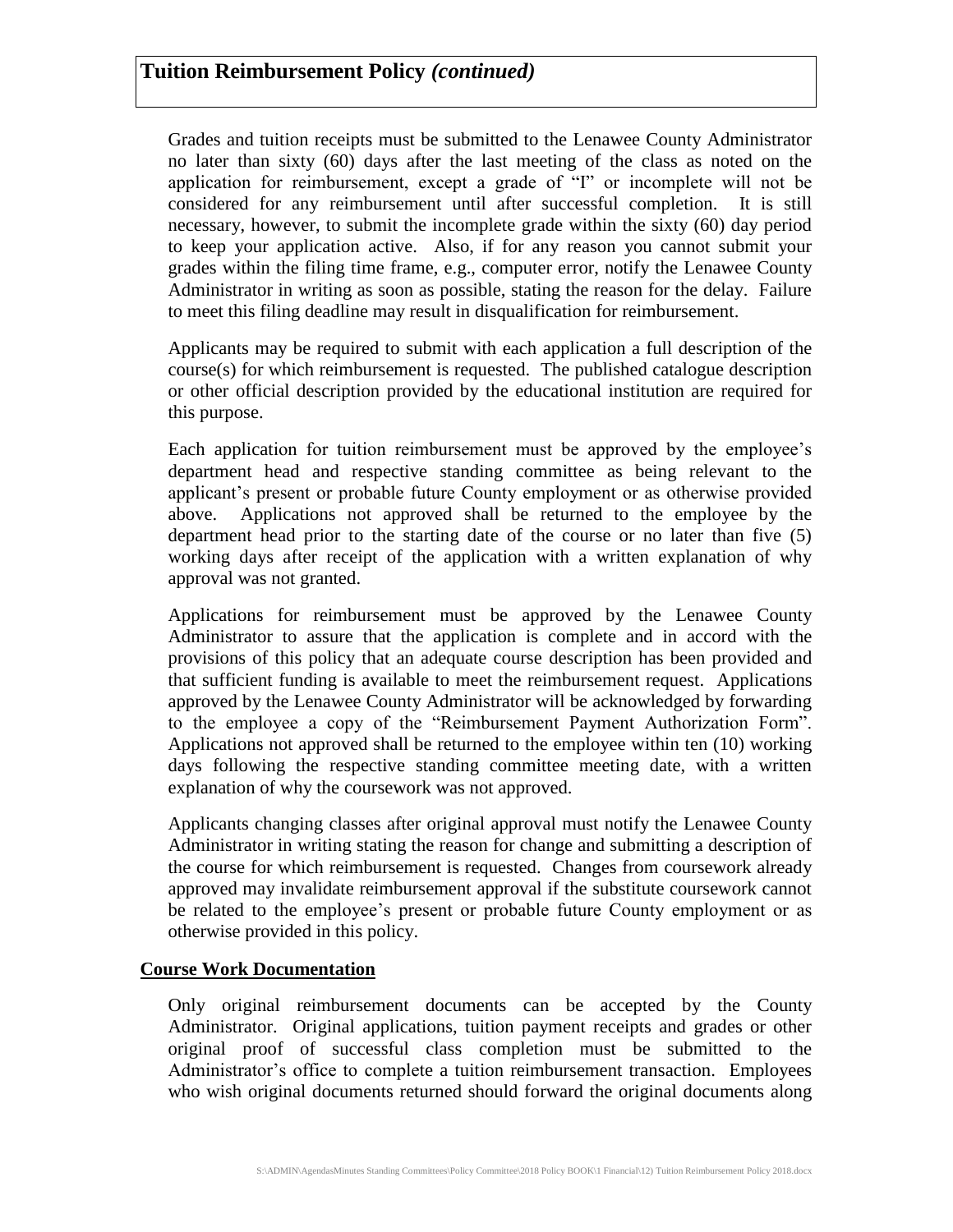## Tuition Reimbursement Policy *(continued)*

Grades and tuition receipts must be submitted to the Lenawee County Administrator no later than sixty (60) days after the last meeting of the class as noted on the application for reimbursement, except a grade of "I" or incomplete will not be considered for any reimbursement until after successful completion. It is still necessary, however, to submit the incomplete grade within the sixty (60) day period to keep your application active. Also, if for any reason you cannot submit your grades within the filing time frame, e.g., computer error, notify the Lenawee County Administrator in writing as soon as possible, stating the reason for the delay. Failure to meet this filing deadline may result in disqualification for reimbursement.

Applicants may be required to submit with each application a full description of the course(s) for which reimbursement is requested. The published catalogue description or other official description provided by the educational institution are required for this purpose.

Each application for tuition reimbursement must be approved by the employee's department head and respective standing committee as being relevant to the applicant's present or probable future County employment or as otherwise provided above. Applications not approved shall be returned to the employee by the department head prior to the starting date of the course or no later than five (5) working days after receipt of the application with a written explanation of why approval was not granted.

Applications for reimbursement must be approved by the Lenawee County Administrator to assure that the application is complete and in accord with the provisions of this policy that an adequate course description has been provided and that sufficient funding is available to meet the reimbursement request. Applications approved by the Lenawee County Administrator will be acknowledged by forwarding to the employee a copy of the "Reimbursement Payment Authorization Form". Applications not approved shall be returned to the employee within ten (10) working days following the respective standing committee meeting date, with a written explanation of why the coursework was not approved.

Applicants changing classes after original approval must notify the Lenawee County Administrator in writing stating the reason for change and submitting a description of the course for which reimbursement is requested. Changes from coursework already approved may invalidate reimbursement approval if the substitute coursework cannot be related to the employee's present or probable future County employment or as otherwise provided in this policy.

### Course Work Documentation

Only original reimbursement documents can be accepted by the County Administrator. Original applications, tuition payment receipts and grades or other original proof of successful class completion must be submitted to the Administrator's office to complete a tuition reimbursement transaction. Employees who wish original documents returned should forward the original documents along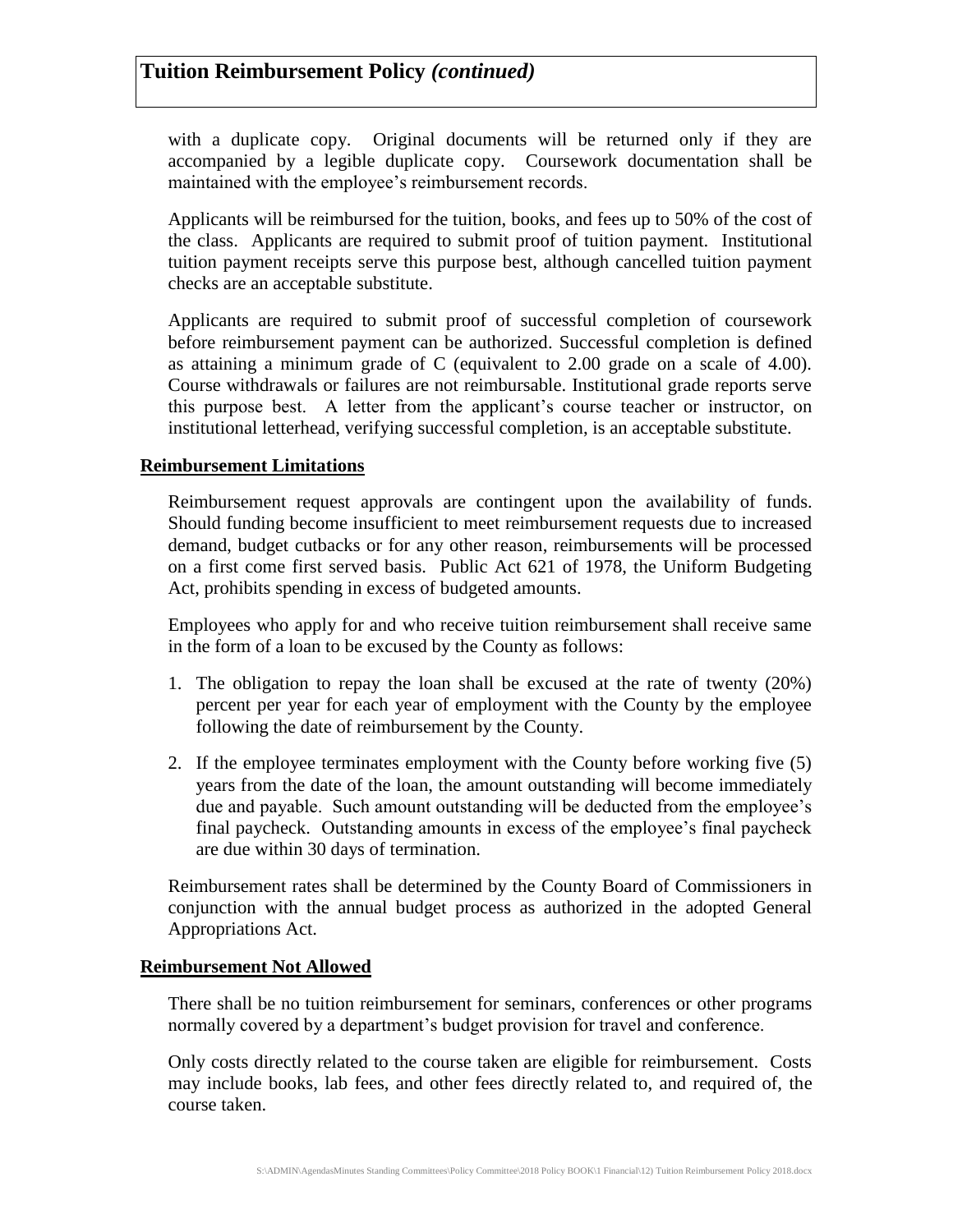with a duplicate copy. Original documents will be returned only if they are accompanied by a legible duplicate copy. Coursework documentation shall be maintained with the employee's reimbursement records.

Applicants will be reimbursed for the tuition, books, and fees up to 50% of the cost of the class. Applicants are required to submit proof of tuition payment. Institutional tuition payment receipts serve this purpose best, although cancelled tuition payment checks are an acceptable substitute.

Applicants are required to submit proof of successful completion of coursework before reimbursement payment can be authorized. Successful completion is defined as attaining a minimum grade of C (equivalent to 2.00 grade on a scale of 4.00). Course withdrawals or failures are not reimbursable. Institutional grade reports serve this purpose best. A letter from the applicant's course teacher or instructor, on institutional letterhead, verifying successful completion, is an acceptable substitute.

**Reimbursement Limitations**

Reimbursement request approvals are contingent upon the availability of funds. Should funding become insufficient to meet reimbursement requests due to increased demand, budget cutbacks or for any other reason, reimbursements will be processed on a first come first served basis. Public Act 621 of 1978, the Uniform Budgeting Act, prohibits spending in excess of budgeted amounts.

Employees who apply for and who receive tuition reimbursement shall receive same in the form of a loan to be excused by the County as follows:

1. The obligation to repay the loan shall be excused at the rate of twenty (20%) percent per year for each year of employment with the County by the employee following the date of reimbursement by the County.
2. If the employee terminates employment with the County before working five (5) years from the date of the loan, the amount outstanding will become immediately due and payable. Such amount outstanding will be deducted from the employee's final paycheck. Outstanding amounts in excess of the employee's final paycheck are due within 30 days of termination.

Reimbursement rates shall be determined by the County Board of Commissioners in conjunction with the annual budget process as authorized in the adopted General Appropriations Act.

**Reimbursement Not Allowed**

There shall be no tuition reimbursement for seminars, conferences or other programs normally covered by a department's budget provision for travel and conference.

Only costs directly related to the course taken are eligible for reimbursement. Costs may include books, lab fees, and other fees directly related to, and required of, the course taken.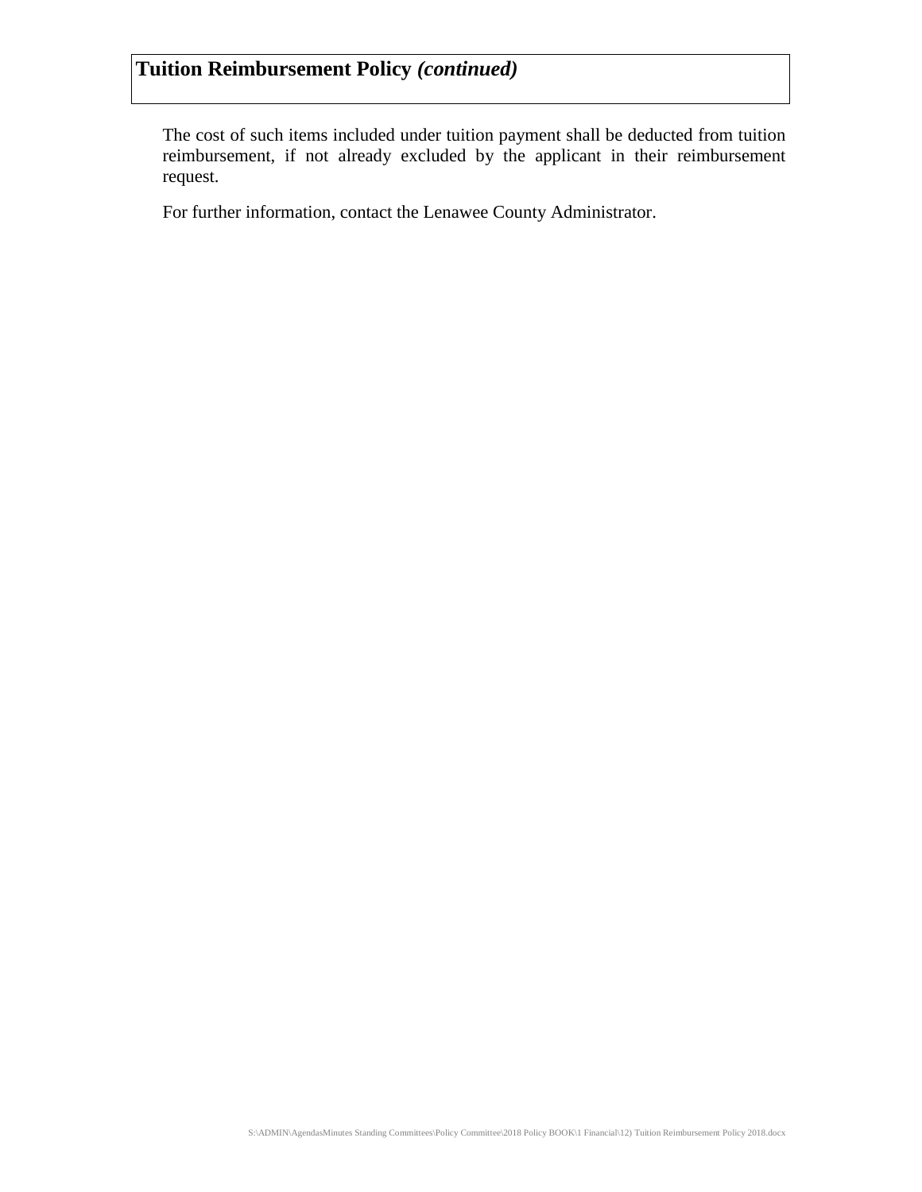The cost of such items included under tuition payment shall be deducted from tuition reimbursement, if not already excluded by the applicant in their reimbursement request.

For further information, contact the Lenawee County Administrator.